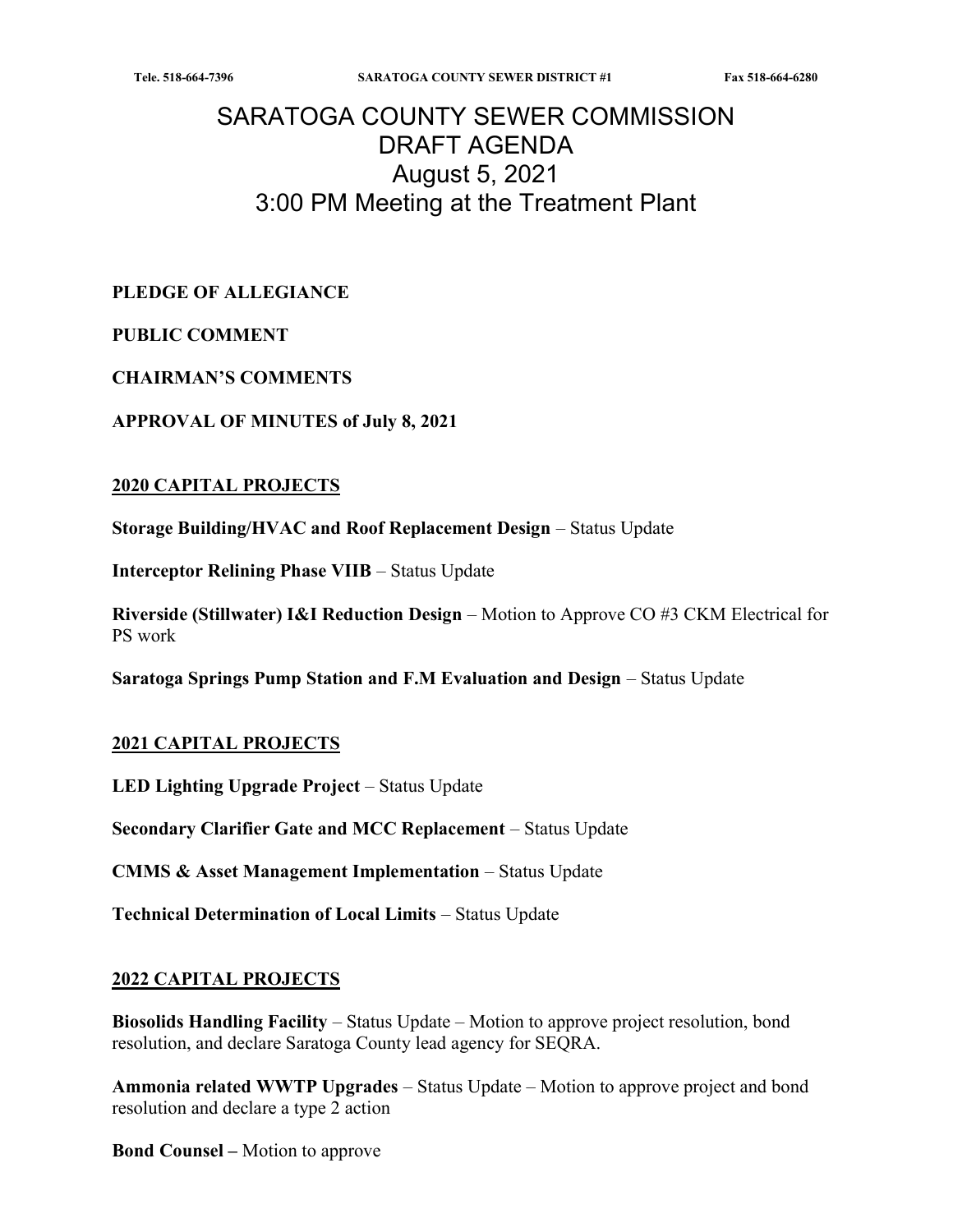# SARATOGA COUNTY SEWER COMMISSION
# DRAFT AGENDA
# August 5, 2021
# 3:00 PM Meeting at the Treatment Plant

**PLEDGE OF ALLEGIANCE**

**PUBLIC COMMENT**

**CHAIRMAN'S COMMENTS**

**APPROVAL OF MINUTES of July 8, 2021**

## 2020 CAPITAL PROJECTS

**Storage Building/HVAC and Roof Replacement Design** – Status Update

**Interceptor Relining Phase VIIB** – Status Update

**Riverside (Stillwater) I&I Reduction Design** – Motion to Approve CO #3 CKM Electrical for PS work

**Saratoga Springs Pump Station and F.M Evaluation and Design** – Status Update

## 2021 CAPITAL PROJECTS

**LED Lighting Upgrade Project** – Status Update

**Secondary Clarifier Gate and MCC Replacement** – Status Update

**CMMS & Asset Management Implementation** – Status Update

**Technical Determination of Local Limits** – Status Update

## 2022 CAPITAL PROJECTS

**Biosolids Handling Facility** – Status Update – Motion to approve project resolution, bond resolution, and declare Saratoga County lead agency for SEQRA.

**Ammonia related WWTP Upgrades** – Status Update – Motion to approve project and bond resolution and declare a type 2 action

**Bond Counsel –** Motion to approve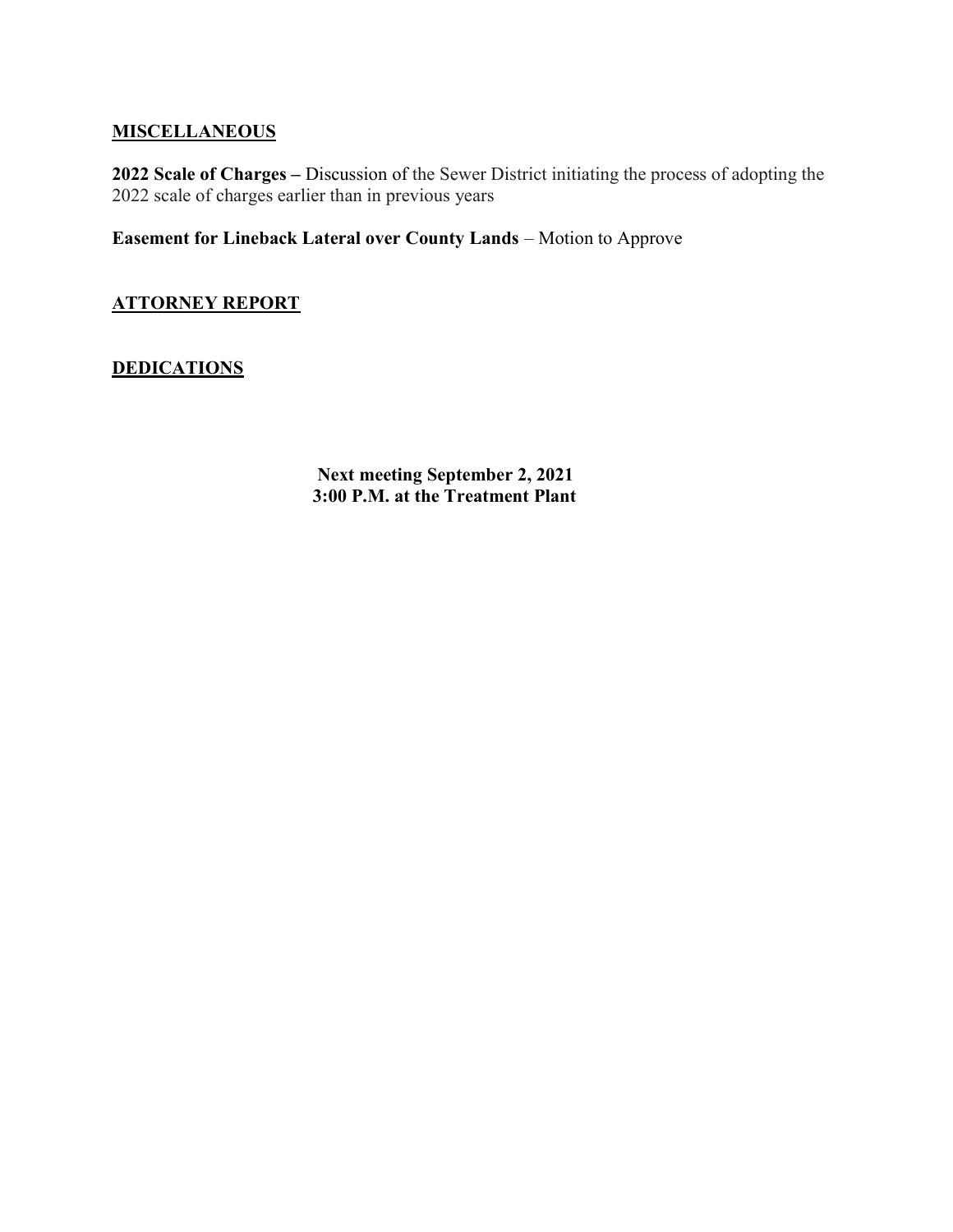## MISCELLANEOUS

**2022 Scale of Charges –** Discussion of the Sewer District initiating the process of adopting the 2022 scale of charges earlier than in previous years

**Easement for Lineback Lateral over County Lands** – Motion to Approve

## ATTORNEY REPORT

## DEDICATIONS

**Next meeting September 2, 2021**
**3:00 P.M. at the Treatment Plant**